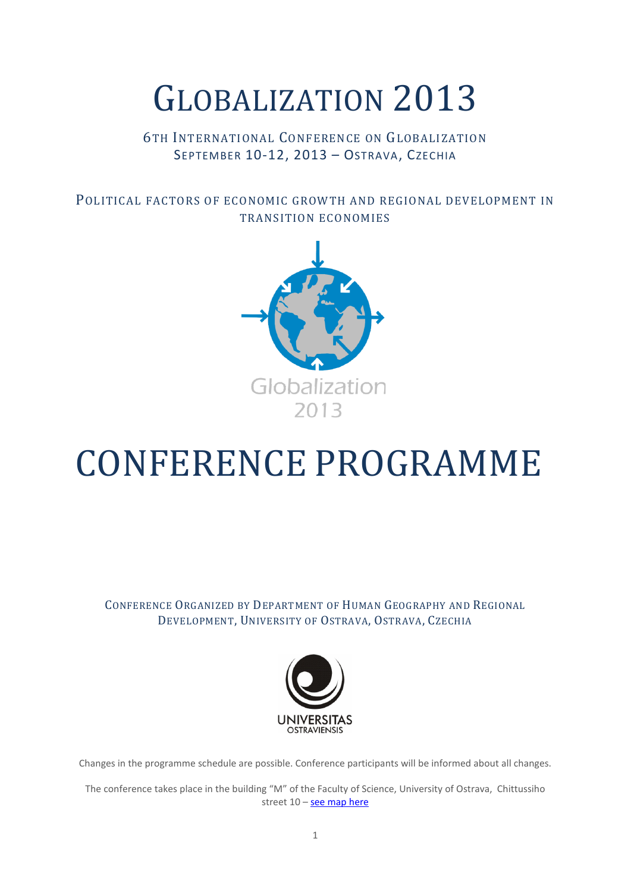# GLOBALIZATION 2013

6TH INTERNATIONAL CONFERENCE ON GLOBALIZATION
SEPTEMBER 10-12, 2013 – OSTRAVA, CZECHIA

POLITICAL FACTORS OF ECONOMIC GROWTH AND REGIONAL DEVELOPMENT IN TRANSITION ECONOMIES

Globalization
2013

# CONFERENCE PROGRAMME

CONFERENCE ORGANIZED BY DEPARTMENT OF HUMAN GEOGRAPHY AND REGIONAL DEVELOPMENT, UNIVERSITY OF OSTRAVA, OSTRAVA, CZECHIA

UNIVERSITAS
OSTRAVIENSIS

Changes in the programme schedule are possible. Conference participants will be informed about all changes.

The conference takes place in the building "M" of the Faculty of Science, University of Ostrava, Chittussiho street 10 – see map here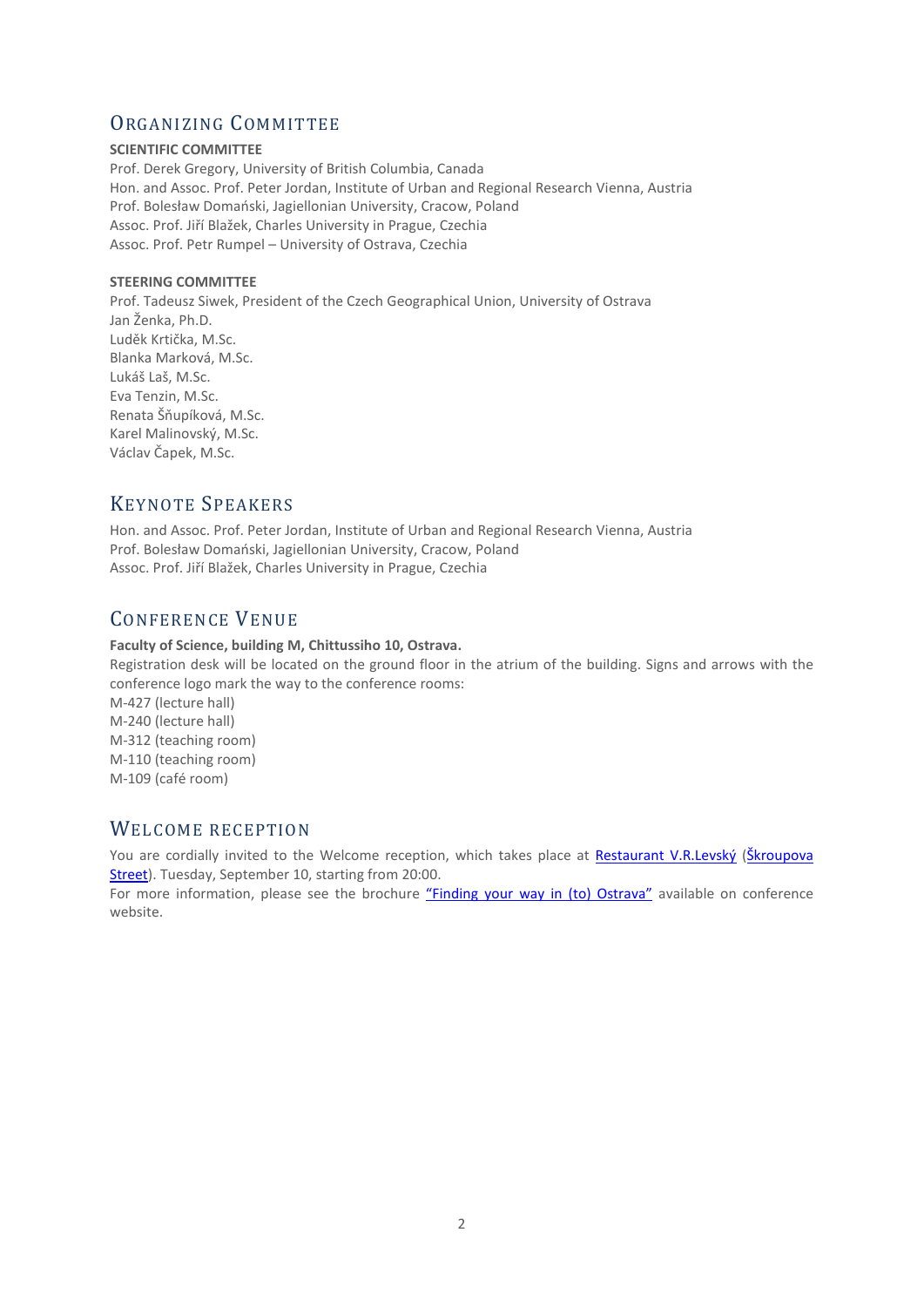## Organizing Committee

**SCIENTIFIC COMMITTEE**

Prof. Derek Gregory, University of British Columbia, Canada
Hon. and Assoc. Prof. Peter Jordan, Institute of Urban and Regional Research Vienna, Austria
Prof. Bolesław Domański, Jagiellonian University, Cracow, Poland
Assoc. Prof. Jiří Blažek, Charles University in Prague, Czechia
Assoc. Prof. Petr Rumpel – University of Ostrava, Czechia

**STEERING COMMITTEE**

Prof. Tadeusz Siwek, President of the Czech Geographical Union, University of Ostrava
Jan Ženka, Ph.D.
Luděk Krtička, M.Sc.
Blanka Marková, M.Sc.
Lukáš Laš, M.Sc.
Eva Tenzin, M.Sc.
Renata Šňupíková, M.Sc.
Karel Malinovský, M.Sc.
Václav Čapek, M.Sc.

## Keynote Speakers

Hon. and Assoc. Prof. Peter Jordan, Institute of Urban and Regional Research Vienna, Austria
Prof. Bolesław Domański, Jagiellonian University, Cracow, Poland
Assoc. Prof. Jiří Blažek, Charles University in Prague, Czechia

## Conference Venue

**Faculty of Science, building M, Chittussiho 10, Ostrava.**

Registration desk will be located on the ground floor in the atrium of the building. Signs and arrows with the conference logo mark the way to the conference rooms:
M-427 (lecture hall)
M-240 (lecture hall)
M-312 (teaching room)
M-110 (teaching room)
M-109 (café room)

## Welcome reception

You are cordially invited to the Welcome reception, which takes place at Restaurant V.R.Levský (Škroupova Street). Tuesday, September 10, starting from 20:00.
For more information, please see the brochure "Finding your way in (to) Ostrava" available on conference website.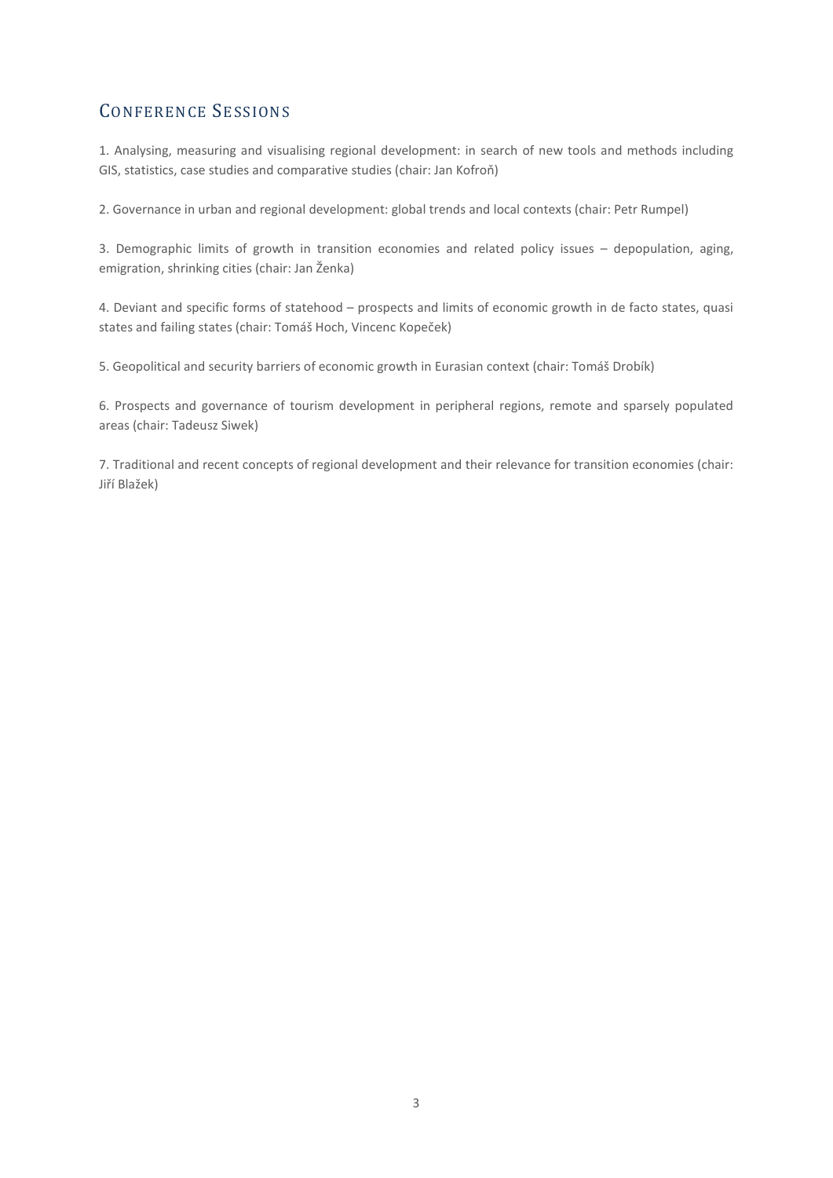## Conference Sessions

1. Analysing, measuring and visualising regional development: in search of new tools and methods including GIS, statistics, case studies and comparative studies (chair: Jan Kofroň)

2. Governance in urban and regional development: global trends and local contexts (chair: Petr Rumpel)

3. Demographic limits of growth in transition economies and related policy issues – depopulation, aging, emigration, shrinking cities (chair: Jan Ženka)

4. Deviant and specific forms of statehood – prospects and limits of economic growth in de facto states, quasi states and failing states (chair: Tomáš Hoch, Vincenc Kopeček)

5. Geopolitical and security barriers of economic growth in Eurasian context (chair: Tomáš Drobík)

6. Prospects and governance of tourism development in peripheral regions, remote and sparsely populated areas (chair: Tadeusz Siwek)

7. Traditional and recent concepts of regional development and their relevance for transition economies (chair: Jiří Blažek)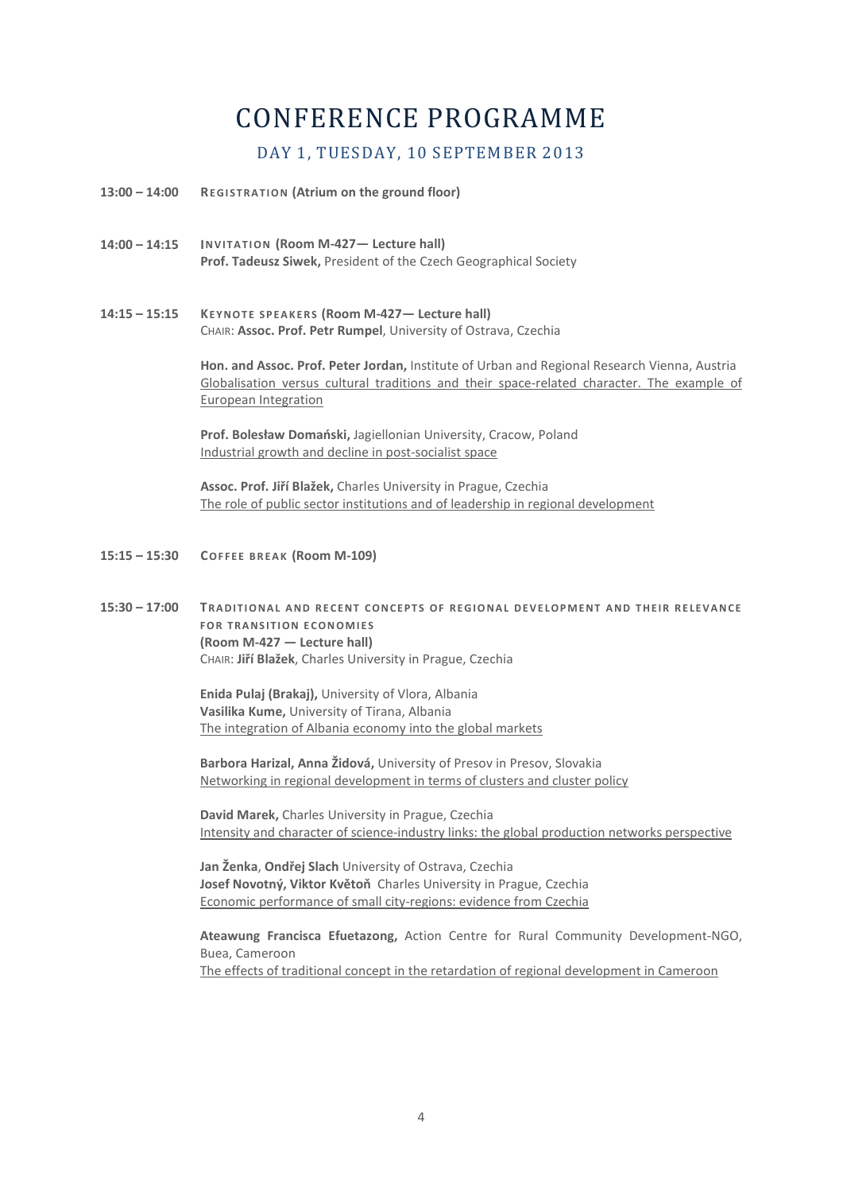# CONFERENCE PROGRAMME

## DAY 1, TUESDAY, 10 SEPTEMBER 2013

**13:00 – 14:00** **REGISTRATION (Atrium on the ground floor)**

**14:00 – 14:15** **INVITATION (Room M-427— Lecture hall)**
**Prof. Tadeusz Siwek,** President of the Czech Geographical Society

**14:15 – 15:15** **KEYNOTE SPEAKERS (Room M-427— Lecture hall)**
CHAIR: **Assoc. Prof. Petr Rumpel**, University of Ostrava, Czechia

**Hon. and Assoc. Prof. Peter Jordan,** Institute of Urban and Regional Research Vienna, Austria
Globalisation versus cultural traditions and their space-related character. The example of European Integration

**Prof. Bolesław Domański,** Jagiellonian University, Cracow, Poland
Industrial growth and decline in post-socialist space

**Assoc. Prof. Jiří Blažek,** Charles University in Prague, Czechia
The role of public sector institutions and of leadership in regional development

**15:15 – 15:30** **COFFEE BREAK (Room M-109)**

**15:30 – 17:00** **TRADITIONAL AND RECENT CONCEPTS OF REGIONAL DEVELOPMENT AND THEIR RELEVANCE FOR TRANSITION ECONOMIES**
**(Room M-427 — Lecture hall)**
CHAIR: **Jiří Blažek**, Charles University in Prague, Czechia

**Enida Pulaj (Brakaj),** University of Vlora, Albania
**Vasilika Kume,** University of Tirana, Albania
The integration of Albania economy into the global markets

**Barbora Harizal, Anna Židová,** University of Presov in Presov, Slovakia
Networking in regional development in terms of clusters and cluster policy

**David Marek,** Charles University in Prague, Czechia
Intensity and character of science-industry links: the global production networks perspective

**Jan Ženka**, **Ondřej Slach** University of Ostrava, Czechia
**Josef Novotný, Viktor Květoň** Charles University in Prague, Czechia
Economic performance of small city-regions: evidence from Czechia

**Ateawung Francisca Efuetazong,** Action Centre for Rural Community Development-NGO, Buea, Cameroon
The effects of traditional concept in the retardation of regional development in Cameroon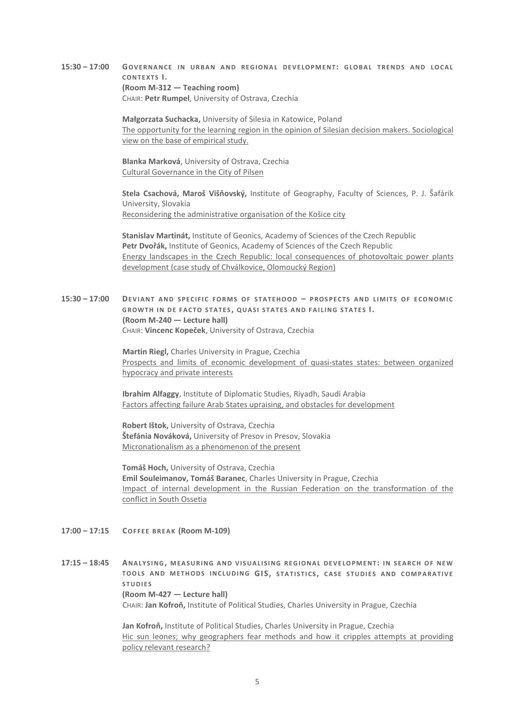**15:30 – 17:00** **GOVERNANCE IN URBAN AND REGIONAL DEVELOPMENT: GLOBAL TRENDS AND LOCAL CONTEXTS I.**
**(Room M-312 — Teaching room)**
CHAIR: **Petr Rumpel**, University of Ostrava, Czechia

**Małgorzata Suchacka,** University of Silesia in Katowice, Poland
The opportunity for the learning region in the opinion of Silesian decision makers. Sociological view on the base of empirical study.

**Blanka Marková**, University of Ostrava, Czechia
Cultural Governance in the City of Pilsen

**Stela Csachová, Maroš Višňovský,** Institute of Geography, Faculty of Sciences, P. J. Šafárik University, Slovakia
Reconsidering the administrative organisation of the Košice city

**Stanislav Martinát,** Institute of Geonics, Academy of Sciences of the Czech Republic
**Petr Dvořák,** Institute of Geonics, Academy of Sciences of the Czech Republic
Energy landscapes in the Czech Republic: local consequences of photovoltaic power plants development (case study of Chválkovice, Olomoucký Region)

**15:30 – 17:00** **DEVIANT AND SPECIFIC FORMS OF STATEHOOD – PROSPECTS AND LIMITS OF ECONOMIC GROWTH IN DE FACTO STATES, QUASI STATES AND FAILING STATES I.**
**(Room M-240 — Lecture hall)**
CHAIR: **Vincenc Kopeček**, University of Ostrava, Czechia

**Martin Riegl,** Charles University in Prague, Czechia
Prospects and limits of economic development of quasi-states states: between organized hypocracy and private interests

**Ibrahim Alfaggy**, Institute of Diplomatic Studies, Riyadh, Saudi Arabia
Factors affecting failure Arab States upraising, and obstacles for development

**Robert Ištok,** University of Ostrava, Czechia
**Štefánia Nováková,** University of Presov in Presov, Slovakia
Micronationalism as a phenomenon of the present

**Tomáš Hoch,** University of Ostrava, Czechia
**Emil Souleimanov, Tomáš Baranec**, Charles University in Prague, Czechia
Impact of internal development in the Russian Federation on the transformation of the conflict in South Ossetia

**17:00 – 17:15** **COFFEE BREAK (Room M-109)**

**17:15 – 18:45** **ANALYSING, MEASURING AND VISUALISING REGIONAL DEVELOPMENT: IN SEARCH OF NEW TOOLS AND METHODS INCLUDING GIS, STATISTICS, CASE STUDIES AND COMPARATIVE STUDIES**
**(Room M-427 — Lecture hall)**
CHAIR: **Jan Kofroň,** Institute of Political Studies, Charles University in Prague, Czechia

**Jan Kofroň,** Institute of Political Studies, Charles University in Prague, Czechia
Hic sun leones; why geographers fear methods and how it cripples attempts at providing policy relevant research?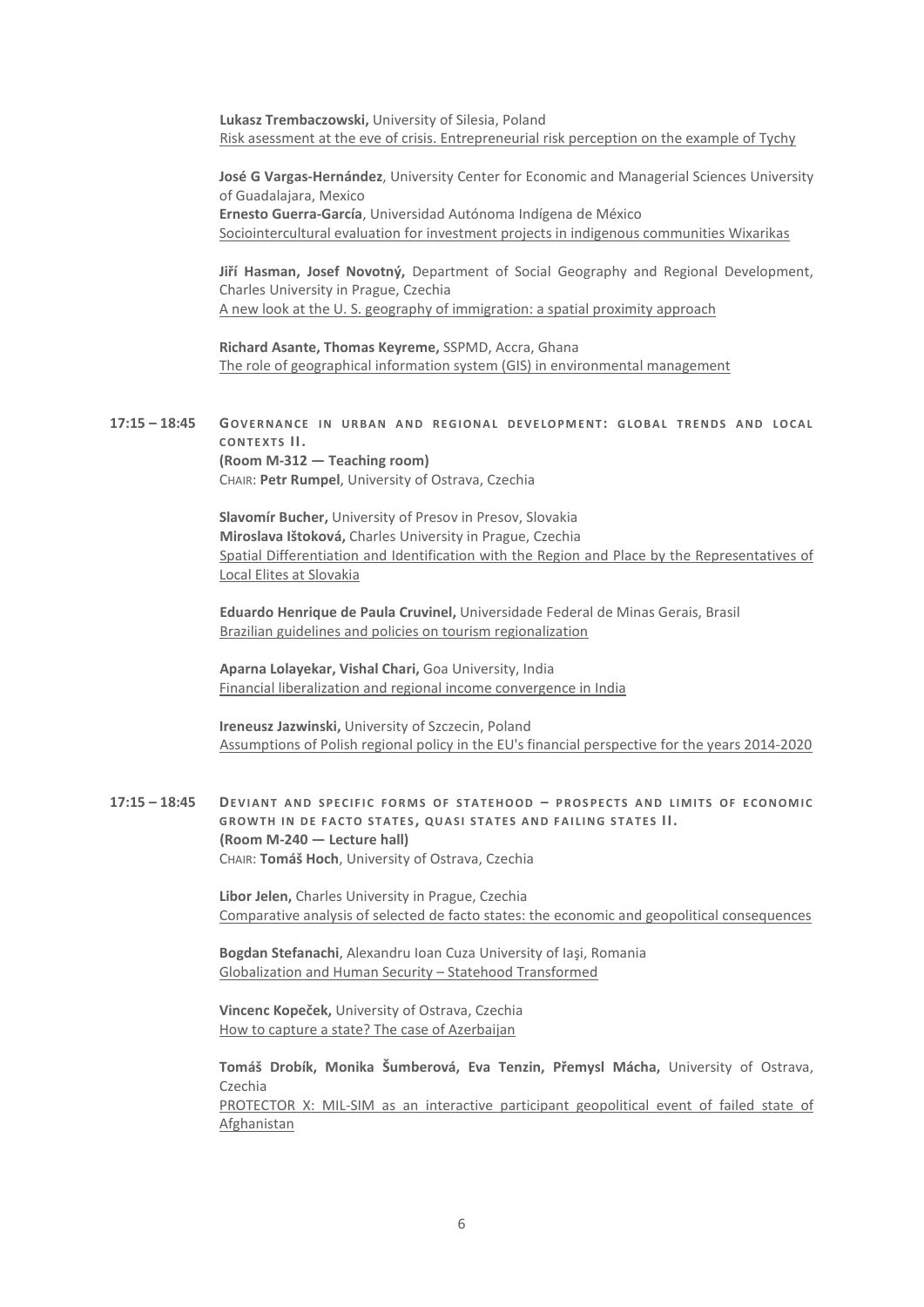**Lukasz Trembaczowski,** University of Silesia, Poland
Risk asessment at the eve of crisis. Entrepreneurial risk perception on the example of Tychy

**José G Vargas-Hernández**, University Center for Economic and Managerial Sciences University of Guadalajara, Mexico
**Ernesto Guerra-García**, Universidad Autónoma Indígena de México
Sociointercultural evaluation for investment projects in indigenous communities Wixarikas

**Jiří Hasman, Josef Novotný,** Department of Social Geography and Regional Development, Charles University in Prague, Czechia
A new look at the U. S. geography of immigration: a spatial proximity approach

**Richard Asante, Thomas Keyreme,** SSPMD, Accra, Ghana
The role of geographical information system (GIS) in environmental management

**17:15 – 18:45** **GOVERNANCE IN URBAN AND REGIONAL DEVELOPMENT: GLOBAL TRENDS AND LOCAL CONTEXTS II.**
**(Room M-312 — Teaching room)**
CHAIR: **Petr Rumpel**, University of Ostrava, Czechia

**Slavomír Bucher,** University of Presov in Presov, Slovakia
**Miroslava Ištoková,** Charles University in Prague, Czechia
Spatial Differentiation and Identification with the Region and Place by the Representatives of Local Elites at Slovakia

**Eduardo Henrique de Paula Cruvinel,** Universidade Federal de Minas Gerais, Brasil
Brazilian guidelines and policies on tourism regionalization

**Aparna Lolayekar, Vishal Chari,** Goa University, India
Financial liberalization and regional income convergence in India

**Ireneusz Jazwinski,** University of Szczecin, Poland
Assumptions of Polish regional policy in the EU's financial perspective for the years 2014-2020

**17:15 – 18:45** **DEVIANT AND SPECIFIC FORMS OF STATEHOOD – PROSPECTS AND LIMITS OF ECONOMIC GROWTH IN DE FACTO STATES, QUASI STATES AND FAILING STATES II.**
**(Room M-240 — Lecture hall)**
CHAIR: **Tomáš Hoch**, University of Ostrava, Czechia

**Libor Jelen,** Charles University in Prague, Czechia
Comparative analysis of selected de facto states: the economic and geopolitical consequences

**Bogdan Stefanachi**, Alexandru Ioan Cuza University of Iaşi, Romania
Globalization and Human Security – Statehood Transformed

**Vincenc Kopeček,** University of Ostrava, Czechia
How to capture a state? The case of Azerbaijan

**Tomáš Drobík, Monika Šumberová, Eva Tenzin, Přemysl Mácha,** University of Ostrava, Czechia
PROTECTOR X: MIL-SIM as an interactive participant geopolitical event of failed state of Afghanistan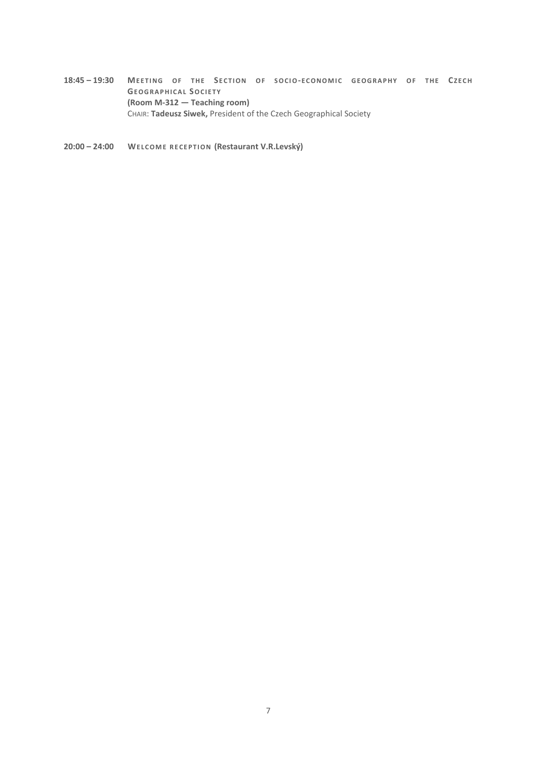**18:45 – 19:30** **Meeting of the Section of socio-economic geography of the Czech Geographical Society**
**(Room M-312 — Teaching room)**
Chair: **Tadeusz Siwek,** President of the Czech Geographical Society

**20:00 – 24:00** **Welcome reception (Restaurant V.R.Levský)**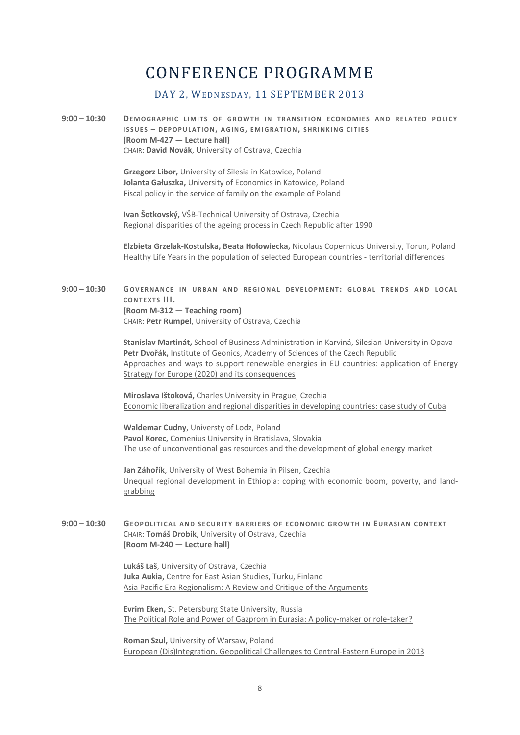# CONFERENCE PROGRAMME

## DAY 2, WEDNESDAY, 11 SEPTEMBER 2013

**9:00 – 10:30** **DEMOGRAPHIC LIMITS OF GROWTH IN TRANSITION ECONOMIES AND RELATED POLICY ISSUES – DEPOPULATION, AGING, EMIGRATION, SHRINKING CITIES**
**(Room M-427 — Lecture hall)**
CHAIR: **David Novák**, University of Ostrava, Czechia

**Grzegorz Libor,** University of Silesia in Katowice, Poland
**Jolanta Gałuszka,** University of Economics in Katowice, Poland
Fiscal policy in the service of family on the example of Poland

**Ivan Šotkovský,** VŠB-Technical University of Ostrava, Czechia
Regional disparities of the ageing process in Czech Republic after 1990

**Elzbieta Grzelak-Kostulska, Beata Hołowiecka,** Nicolaus Copernicus University, Torun, Poland
Healthy Life Years in the population of selected European countries - territorial differences

**9:00 – 10:30** **GOVERNANCE IN URBAN AND REGIONAL DEVELOPMENT: GLOBAL TRENDS AND LOCAL CONTEXTS III.**
**(Room M-312 — Teaching room)**
CHAIR: **Petr Rumpel**, University of Ostrava, Czechia

**Stanislav Martinát,** School of Business Administration in Karviná, Silesian University in Opava
**Petr Dvořák,** Institute of Geonics, Academy of Sciences of the Czech Republic
Approaches and ways to support renewable energies in EU countries: application of Energy Strategy for Europe (2020) and its consequences

**Miroslava Ištoková,** Charles University in Prague, Czechia
Economic liberalization and regional disparities in developing countries: case study of Cuba

**Waldemar Cudny**, Universty of Lodz, Poland
**Pavol Korec,** Comenius University in Bratislava, Slovakia
The use of unconventional gas resources and the development of global energy market

**Jan Záhořík**, University of West Bohemia in Pilsen, Czechia
Unequal regional development in Ethiopia: coping with economic boom, poverty, and land-grabbing

**9:00 – 10:30** **GEOPOLITICAL AND SECURITY BARRIERS OF ECONOMIC GROWTH IN EURASIAN CONTEXT**
CHAIR: **Tomáš Drobík**, University of Ostrava, Czechia
**(Room M-240 — Lecture hall)**

**Lukáš Laš**, University of Ostrava, Czechia
**Juka Aukia,** Centre for East Asian Studies, Turku, Finland
Asia Pacific Era Regionalism: A Review and Critique of the Arguments

**Evrim Eken,** St. Petersburg State University, Russia
The Political Role and Power of Gazprom in Eurasia: A policy-maker or role-taker?

**Roman Szul,** University of Warsaw, Poland
European (Dis)Integration. Geopolitical Challenges to Central-Eastern Europe in 2013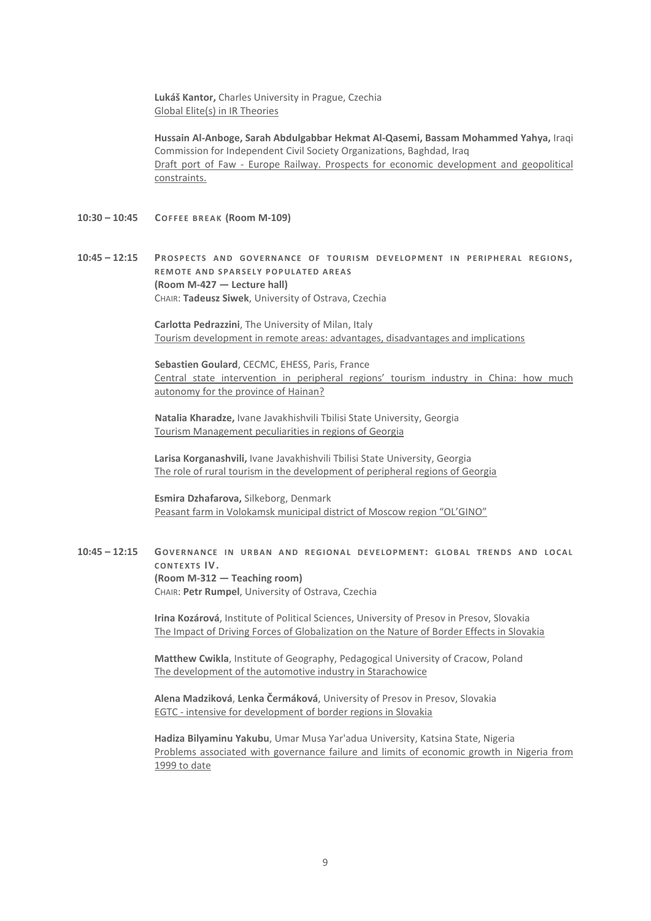**Lukáš Kantor,** Charles University in Prague, Czechia
Global Elite(s) in IR Theories

**Hussain Al-Anboge, Sarah Abdulgabbar Hekmat Al-Qasemi, Bassam Mohammed Yahya,** Iraqi Commission for Independent Civil Society Organizations, Baghdad, Iraq
Draft port of Faw - Europe Railway. Prospects for economic development and geopolitical constraints.

**10:30 – 10:45** **COFFEE BREAK (Room M-109)**

**10:45 – 12:15** **PROSPECTS AND GOVERNANCE OF TOURISM DEVELOPMENT IN PERIPHERAL REGIONS, REMOTE AND SPARSELY POPULATED AREAS**
**(Room M-427 — Lecture hall)**
CHAIR: **Tadeusz Siwek**, University of Ostrava, Czechia

**Carlotta Pedrazzini**, The University of Milan, Italy
Tourism development in remote areas: advantages, disadvantages and implications

**Sebastien Goulard**, CECMC, EHESS, Paris, France
Central state intervention in peripheral regions' tourism industry in China: how much autonomy for the province of Hainan?

**Natalia Kharadze,** Ivane Javakhishvili Tbilisi State University, Georgia
Tourism Management peculiarities in regions of Georgia

**Larisa Korganashvili,** Ivane Javakhishvili Tbilisi State University, Georgia
The role of rural tourism in the development of peripheral regions of Georgia

**Esmira Dzhafarova,** Silkeborg, Denmark
Peasant farm in Volokamsk municipal district of Moscow region "OL'GINO"

**10:45 – 12:15** **GOVERNANCE IN URBAN AND REGIONAL DEVELOPMENT: GLOBAL TRENDS AND LOCAL CONTEXTS IV.**
**(Room M-312 — Teaching room)**
CHAIR: **Petr Rumpel**, University of Ostrava, Czechia

**Irina Kozárová**, Institute of Political Sciences, University of Presov in Presov, Slovakia
The Impact of Driving Forces of Globalization on the Nature of Border Effects in Slovakia

**Matthew Cwikla**, Institute of Geography, Pedagogical University of Cracow, Poland
The development of the automotive industry in Starachowice

**Alena Madziková**, **Lenka Čermáková**, University of Presov in Presov, Slovakia
EGTC - intensive for development of border regions in Slovakia

**Hadiza Bilyaminu Yakubu**, Umar Musa Yar'adua University, Katsina State, Nigeria
Problems associated with governance failure and limits of economic growth in Nigeria from 1999 to date